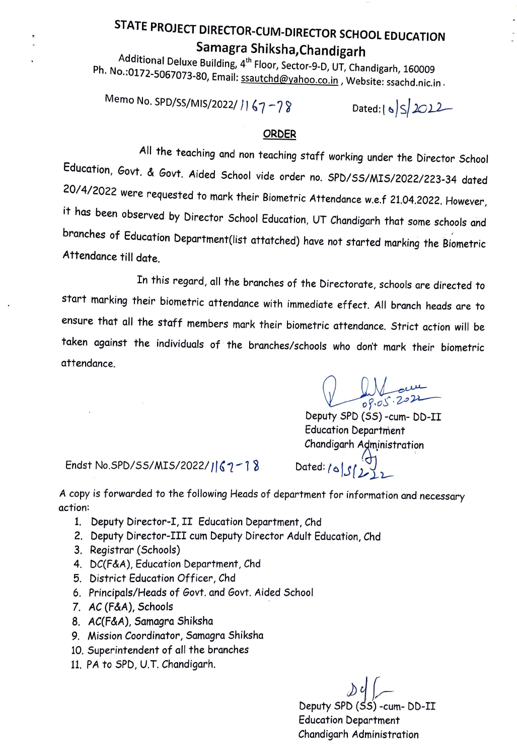# STATE PROJECT DIRECTOR-CUM-DIRECTOR SCHOOL EDUCATION

## Samagra Shiksha,Chandigarh

Additional Deluxe Building, 4th Floor, Sector-9-D, UT, Chandigarh, 160009
Ph. No.:0172-5067073-80, Email: ssautchd@yahoo.co.in , Website: ssachd.nic.in .

Memo No. SPD/SS/MIS/2022/1167-78 Dated: 10/5/2022

**ORDER**

All the teaching and non teaching staff working under the Director School Education, Govt. & Govt. Aided School vide order no. SPD/SS/MIS/2022/223-34 dated 20/4/2022 were requested to mark their Biometric Attendance w.e.f 21.04.2022. However, it has been observed by Director School Education, UT Chandigarh that some schools and branches of Education Department(list attatched) have not started marking the Biometric Attendance till date.

In this regard, all the branches of the Directorate, schools are directed to start marking their biometric attendance with immediate effect. All branch heads are to ensure that all the staff members mark their biometric attendance. Strict action will be taken against the individuals of the branches/schools who don't mark their biometric attendance.

09.05.2022
Deputy SPD (SS) -cum- DD-II
Education Department
Chandigarh Administration

Endst No.SPD/SS/MIS/2022/1167-78 Dated: 10/5/2022

A copy is forwarded to the following Heads of department for information and necessary action:

1. Deputy Director-I, II Education Department, Chd
2. Deputy Director-III cum Deputy Director Adult Education, Chd
3. Registrar (Schools)
4. DC(F&A), Education Department, Chd
5. District Education Officer, Chd
6. Principals/Heads of Govt. and Govt. Aided School
7. AC (F&A), Schools
8. AC(F&A), Samagra Shiksha
9. Mission Coordinator, Samagra Shiksha
10. Superintendent of all the branches
11. PA to SPD, U.T. Chandigarh.

Deputy SPD (SS) -cum- DD-II
Education Department
Chandigarh Administration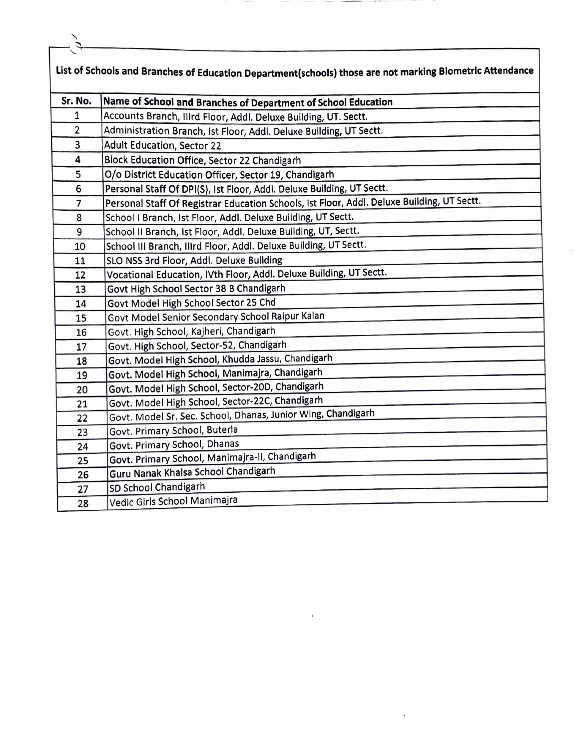List of Schools and Branches of Education Department(schools) those are not marking Biometric Attendance

| Sr. No. | Name of School and Branches of Department of School Education |
|---|---|
| 1 | Accounts Branch, IIIrd Floor, Addl. Deluxe Building, UT. Sectt. |
| 2 | Administration Branch, Ist Floor, Addl. Deluxe Building, UT Sectt. |
| 3 | Adult Education, Sector 22 |
| 4 | Block Education Office, Sector 22 Chandigarh |
| 5 | O/o District Education Officer, Sector 19, Chandigarh |
| 6 | Personal Staff Of DPI(S), Ist Floor, Addl. Deluxe Building, UT Sectt. |
| 7 | Personal Staff Of Registrar Education Schools, Ist Floor, Addl. Deluxe Building, UT Sectt. |
| 8 | School I Branch, Ist Floor, Addl. Deluxe Building, UT Sectt. |
| 9 | School II Branch, Ist Floor, Addl. Deluxe Building, UT, Sectt. |
| 10 | School III Branch, IIIrd Floor, Addl. Deluxe Building, UT Sectt. |
| 11 | SLO NSS 3rd Floor, Addl. Deluxe Building |
| 12 | Vocational Education, IVth Floor, Addl. Deluxe Building, UT Sectt. |
| 13 | Govt High School Sector 38 B Chandigarh |
| 14 | Govt Model High School Sector 25 Chd |
| 15 | Govt Model Senior Secondary School Raipur Kalan |
| 16 | Govt. High School, Kajheri, Chandigarh |
| 17 | Govt. High School, Sector-52, Chandigarh |
| 18 | Govt. Model High School, Khudda Jassu, Chandigarh |
| 19 | Govt. Model High School, Manimajra, Chandigarh |
| 20 | Govt. Model High School, Sector-20D, Chandigarh |
| 21 | Govt. Model High School, Sector-22C, Chandigarh |
| 22 | Govt. Model Sr. Sec. School, Dhanas, Junior Wing, Chandigarh |
| 23 | Govt. Primary School, Buterla |
| 24 | Govt. Primary School, Dhanas |
| 25 | Govt. Primary School, Manimajra-II, Chandigarh |
| 26 | Guru Nanak Khalsa School Chandigarh |
| 27 | SD School Chandigarh |
| 28 | Vedic Girls School Manimajra |